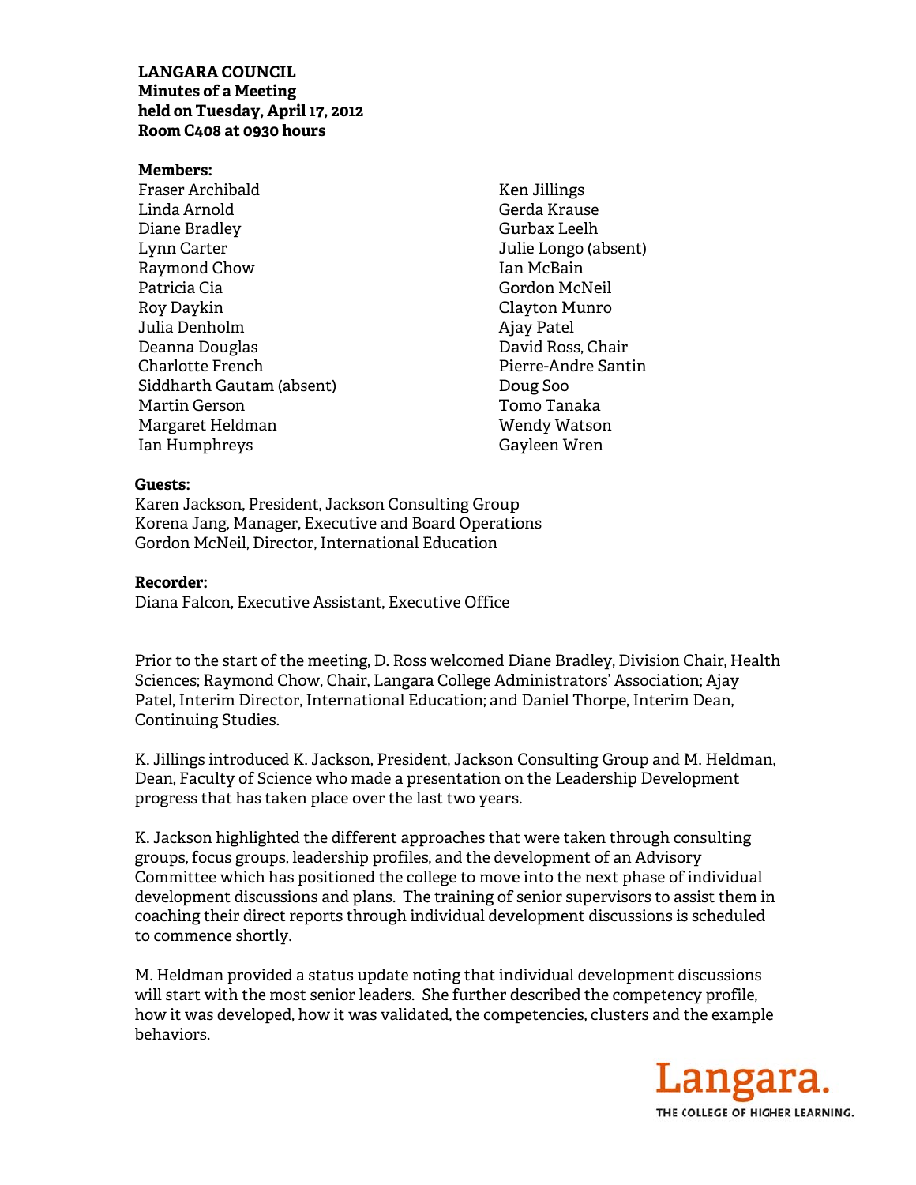**LANGARA COUNCIL**
**Minutes of a Meeting**
**held on Tuesday, April 17, 2012**
**Room C408 at 0930 hours**

**Members:**

Fraser Archibald
Linda Arnold
Diane Bradley
Lynn Carter
Raymond Chow
Patricia Cia
Roy Daykin
Julia Denholm
Deanna Douglas
Charlotte French
Siddharth Gautam (absent)
Martin Gerson
Margaret Heldman
Ian Humphreys
Ken Jillings
Gerda Krause
Gurbax Leelh
Julie Longo (absent)
Ian McBain
Gordon McNeil
Clayton Munro
Ajay Patel
David Ross, Chair
Pierre-Andre Santin
Doug Soo
Tomo Tanaka
Wendy Watson
Gayleen Wren

**Guests:**

Karen Jackson, President, Jackson Consulting Group
Korena Jang, Manager, Executive and Board Operations
Gordon McNeil, Director, International Education

**Recorder:**

Diana Falcon, Executive Assistant, Executive Office

Prior to the start of the meeting, D. Ross welcomed Diane Bradley, Division Chair, Health Sciences; Raymond Chow, Chair, Langara College Administrators' Association; Ajay Patel, Interim Director, International Education; and Daniel Thorpe, Interim Dean, Continuing Studies.

K. Jillings introduced K. Jackson, President, Jackson Consulting Group and M. Heldman, Dean, Faculty of Science who made a presentation on the Leadership Development progress that has taken place over the last two years.

K. Jackson highlighted the different approaches that were taken through consulting groups, focus groups, leadership profiles, and the development of an Advisory Committee which has positioned the college to move into the next phase of individual development discussions and plans. The training of senior supervisors to assist them in coaching their direct reports through individual development discussions is scheduled to commence shortly.

M. Heldman provided a status update noting that individual development discussions will start with the most senior leaders. She further described the competency profile, how it was developed, how it was validated, the competencies, clusters and the example behaviors.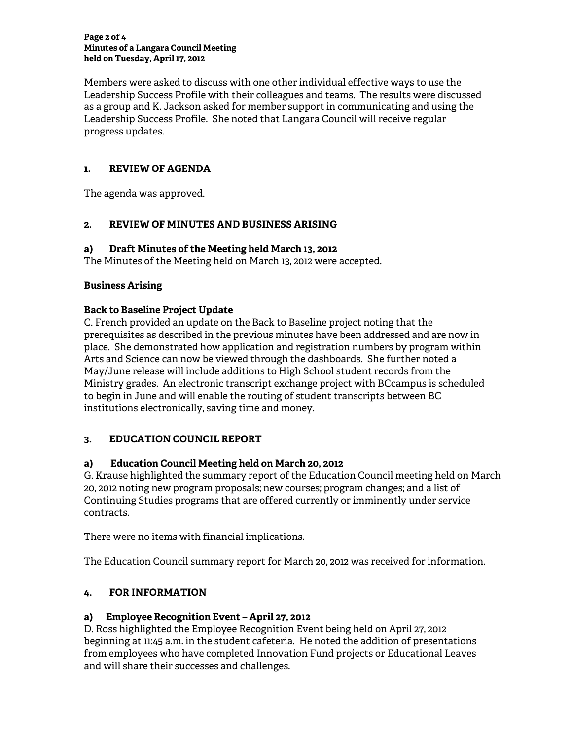Members were asked to discuss with one other individual effective ways to use the Leadership Success Profile with their colleagues and teams. The results were discussed as a group and K. Jackson asked for member support in communicating and using the Leadership Success Profile. She noted that Langara Council will receive regular progress updates.

## 1. REVIEW OF AGENDA

The agenda was approved.

## 2. REVIEW OF MINUTES AND BUSINESS ARISING

### a) Draft Minutes of the Meeting held March 13, 2012

The Minutes of the Meeting held on March 13, 2012 were accepted.

**<u>Business Arising</u>**

**Back to Baseline Project Update**

C. French provided an update on the Back to Baseline project noting that the prerequisites as described in the previous minutes have been addressed and are now in place. She demonstrated how application and registration numbers by program within Arts and Science can now be viewed through the dashboards. She further noted a May/June release will include additions to High School student records from the Ministry grades. An electronic transcript exchange project with BCcampus is scheduled to begin in June and will enable the routing of student transcripts between BC institutions electronically, saving time and money.

## 3. EDUCATION COUNCIL REPORT

### a) Education Council Meeting held on March 20, 2012

G. Krause highlighted the summary report of the Education Council meeting held on March 20, 2012 noting new program proposals; new courses; program changes; and a list of Continuing Studies programs that are offered currently or imminently under service contracts.

There were no items with financial implications.

The Education Council summary report for March 20, 2012 was received for information.

## 4. FOR INFORMATION

### a) Employee Recognition Event – April 27, 2012

D. Ross highlighted the Employee Recognition Event being held on April 27, 2012 beginning at 11:45 a.m. in the student cafeteria. He noted the addition of presentations from employees who have completed Innovation Fund projects or Educational Leaves and will share their successes and challenges.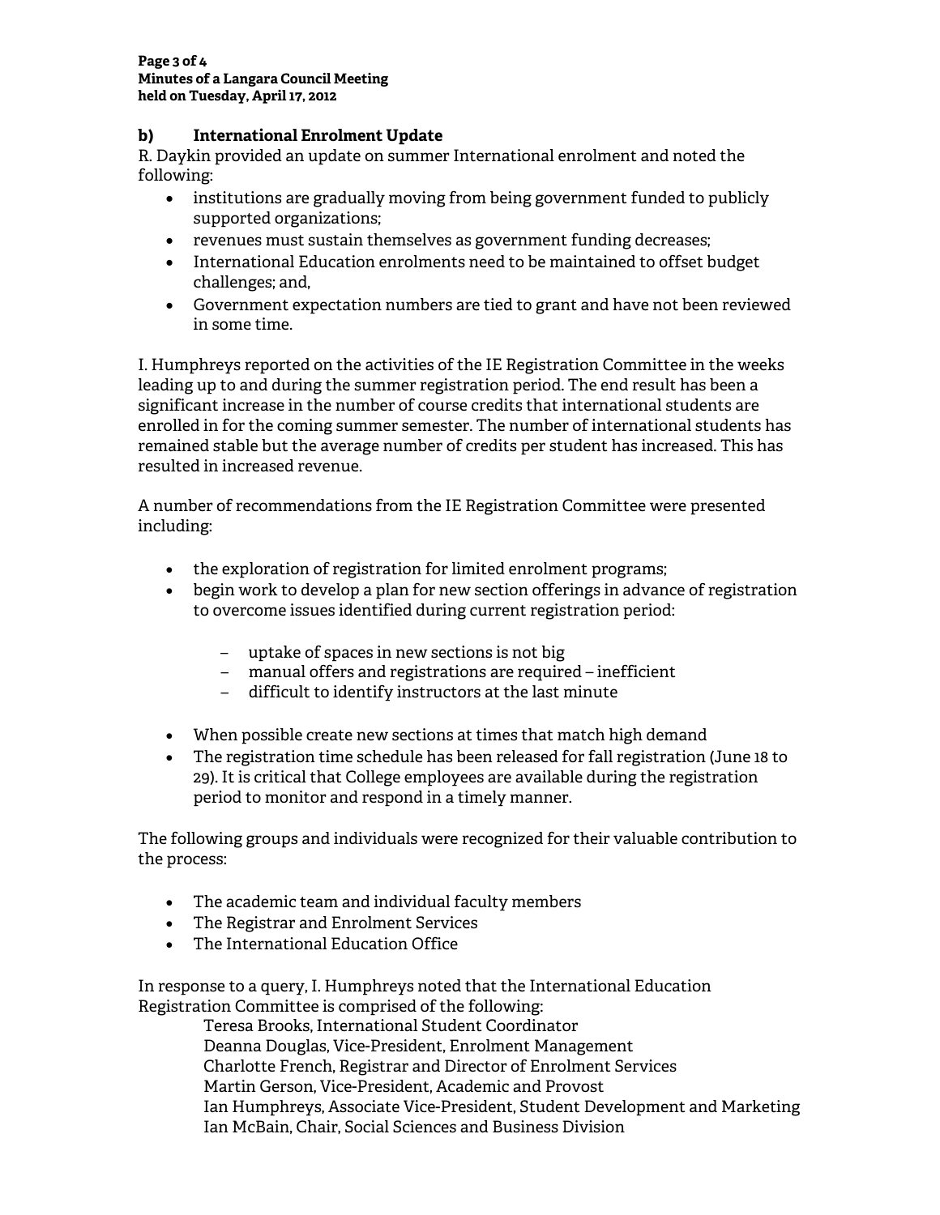### b) International Enrolment Update

R. Daykin provided an update on summer International enrolment and noted the following:

- institutions are gradually moving from being government funded to publicly supported organizations;
- revenues must sustain themselves as government funding decreases;
- International Education enrolments need to be maintained to offset budget challenges; and,
- Government expectation numbers are tied to grant and have not been reviewed in some time.

I. Humphreys reported on the activities of the IE Registration Committee in the weeks leading up to and during the summer registration period. The end result has been a significant increase in the number of course credits that international students are enrolled in for the coming summer semester. The number of international students has remained stable but the average number of credits per student has increased. This has resulted in increased revenue.

A number of recommendations from the IE Registration Committee were presented including:

- the exploration of registration for limited enrolment programs;
- begin work to develop a plan for new section offerings in advance of registration to overcome issues identified during current registration period:
  - uptake of spaces in new sections is not big
  - manual offers and registrations are required – inefficient
  - difficult to identify instructors at the last minute
- When possible create new sections at times that match high demand
- The registration time schedule has been released for fall registration (June 18 to 29). It is critical that College employees are available during the registration period to monitor and respond in a timely manner.

The following groups and individuals were recognized for their valuable contribution to the process:

- The academic team and individual faculty members
- The Registrar and Enrolment Services
- The International Education Office

In response to a query, I. Humphreys noted that the International Education Registration Committee is comprised of the following:

Teresa Brooks, International Student Coordinator
Deanna Douglas, Vice-President, Enrolment Management
Charlotte French, Registrar and Director of Enrolment Services
Martin Gerson, Vice-President, Academic and Provost
Ian Humphreys, Associate Vice-President, Student Development and Marketing
Ian McBain, Chair, Social Sciences and Business Division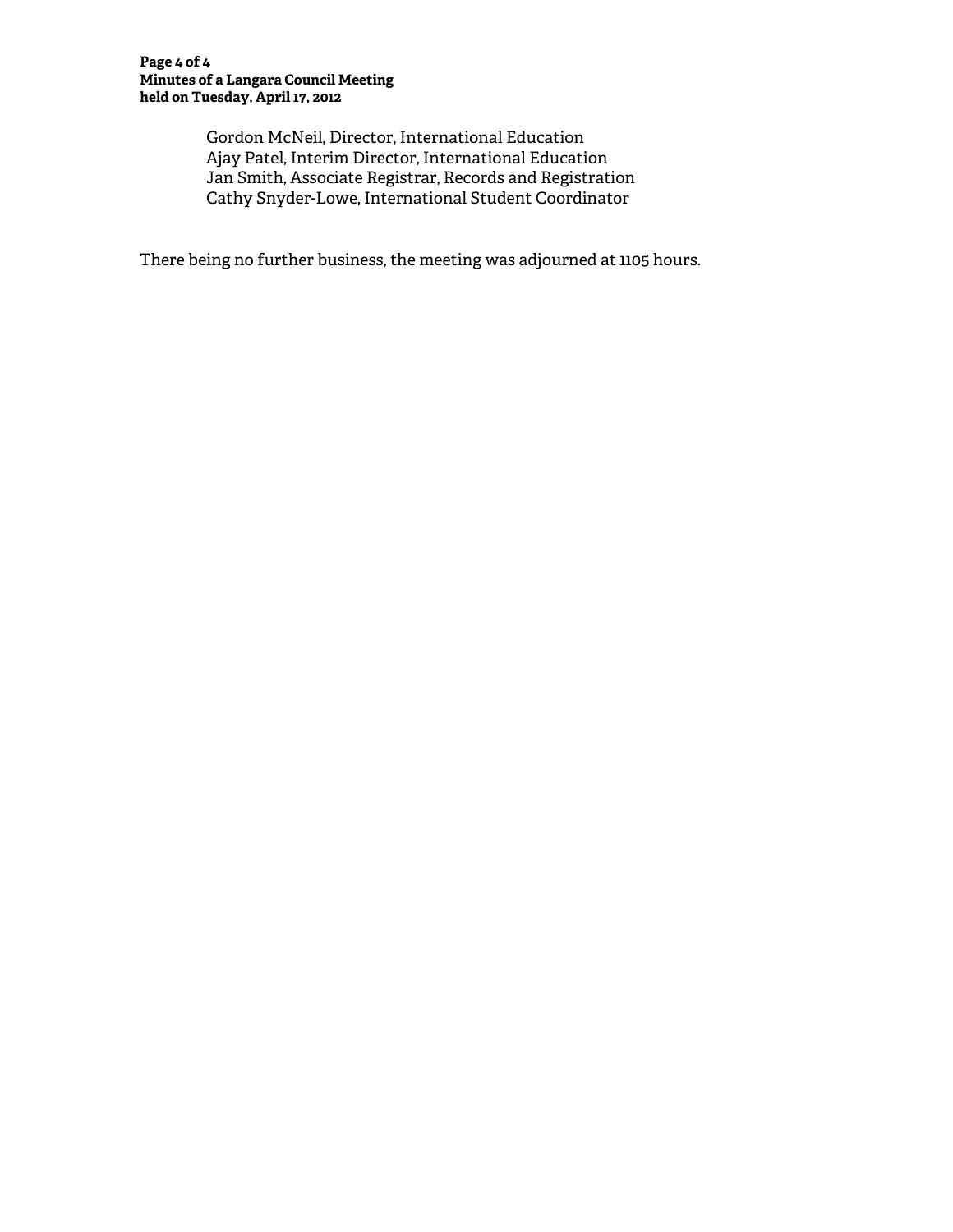Gordon McNeil, Director, International Education
Ajay Patel, Interim Director, International Education
Jan Smith, Associate Registrar, Records and Registration
Cathy Snyder-Lowe, International Student Coordinator

There being no further business, the meeting was adjourned at 1105 hours.